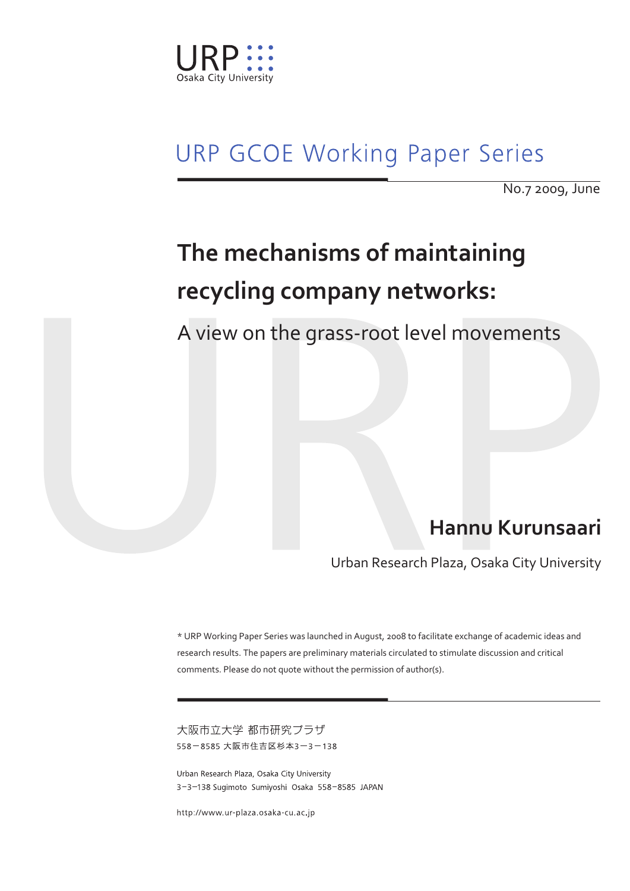URP Osaka City University

URP GCOE Working Paper Series

No.7 2009, June

# The mechanisms of maintaining recycling company networks:

## A view on the grass-root level movements

**Hannu Kurunsaari**

Urban Research Plaza, Osaka City University

* URP Working Paper Series was launched in August, 2008 to facilitate exchange of academic ideas and research results. The papers are preliminary materials circulated to stimulate discussion and critical comments. Please do not quote without the permission of author(s).

大阪市立大学 都市研究プラザ
558−8585 大阪市住吉区杉本3−3−138

Urban Research Plaza, Osaka City University
3−3−138 Sugimoto Sumiyoshi Osaka 558−8585 JAPAN

http://www.ur-plaza.osaka-cu.ac.jp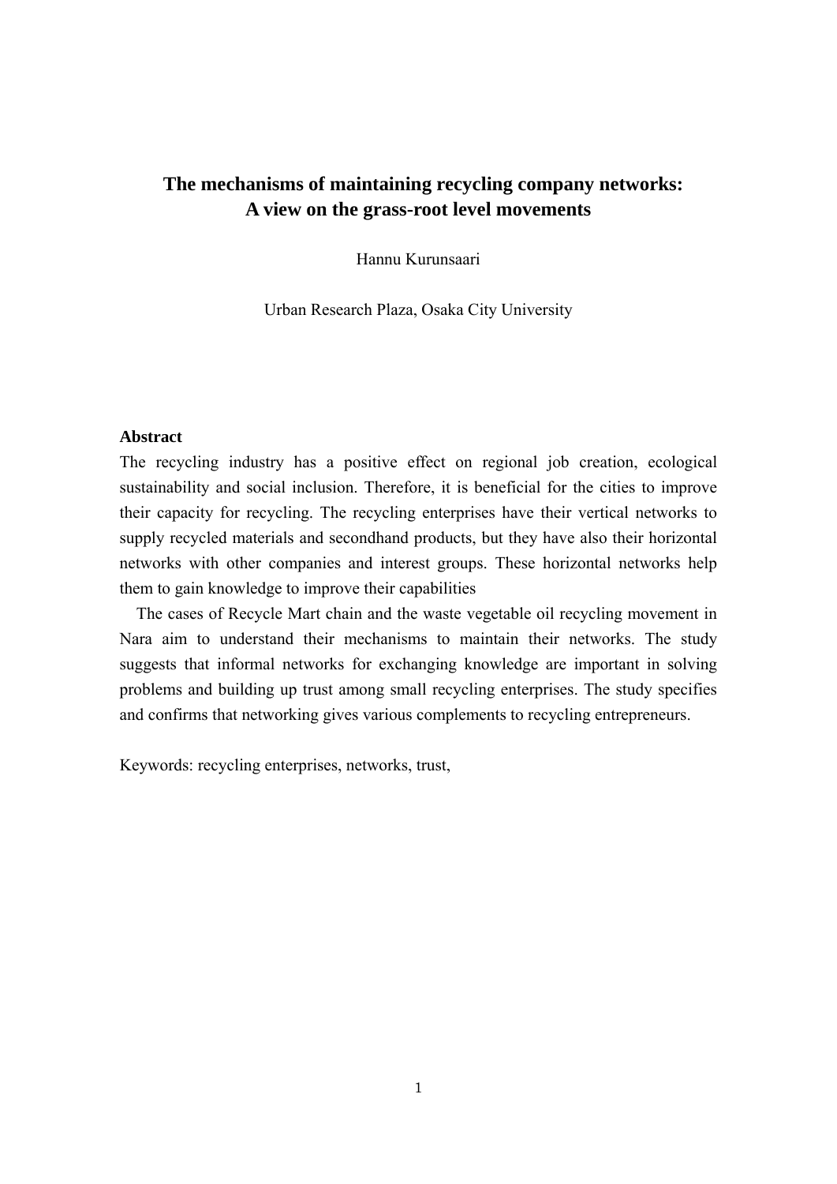# The mechanisms of maintaining recycling company networks: A view on the grass-root level movements

Hannu Kurunsaari

Urban Research Plaza, Osaka City University

**Abstract**

The recycling industry has a positive effect on regional job creation, ecological sustainability and social inclusion. Therefore, it is beneficial for the cities to improve their capacity for recycling. The recycling enterprises have their vertical networks to supply recycled materials and secondhand products, but they have also their horizontal networks with other companies and interest groups. These horizontal networks help them to gain knowledge to improve their capabilities

The cases of Recycle Mart chain and the waste vegetable oil recycling movement in Nara aim to understand their mechanisms to maintain their networks. The study suggests that informal networks for exchanging knowledge are important in solving problems and building up trust among small recycling enterprises. The study specifies and confirms that networking gives various complements to recycling entrepreneurs.

Keywords: recycling enterprises, networks, trust,